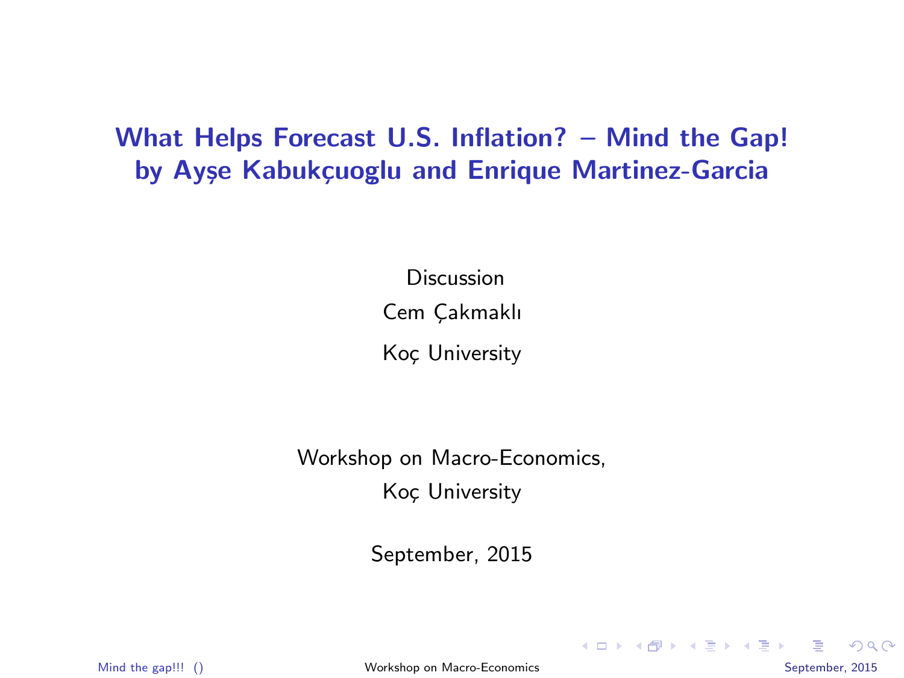# What Helps Forecast U.S. Inflation? – Mind the Gap!
# by Ayşe Kabukçuoglu and Enrique Martinez-Garcia

Discussion

Cem Çakmaklı

Koç University

Workshop on Macro-Economics,

Koç University

September, 2015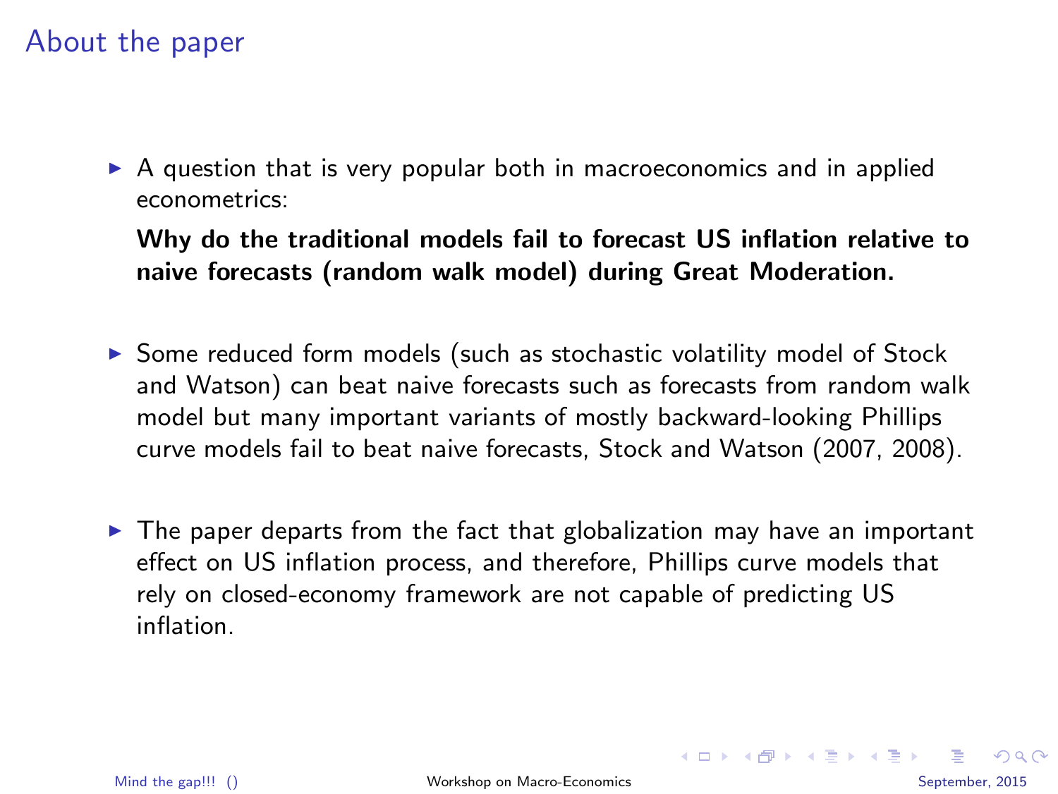# About the paper

- A question that is very popular both in macroeconomics and in applied econometrics:

  **Why do the traditional models fail to forecast US inflation relative to naive forecasts (random walk model) during Great Moderation.**

- Some reduced form models (such as stochastic volatility model of Stock and Watson) can beat naive forecasts such as forecasts from random walk model but many important variants of mostly backward-looking Phillips curve models fail to beat naive forecasts, Stock and Watson (2007, 2008).

- The paper departs from the fact that globalization may have an important effect on US inflation process, and therefore, Phillips curve models that rely on closed-economy framework are not capable of predicting US inflation.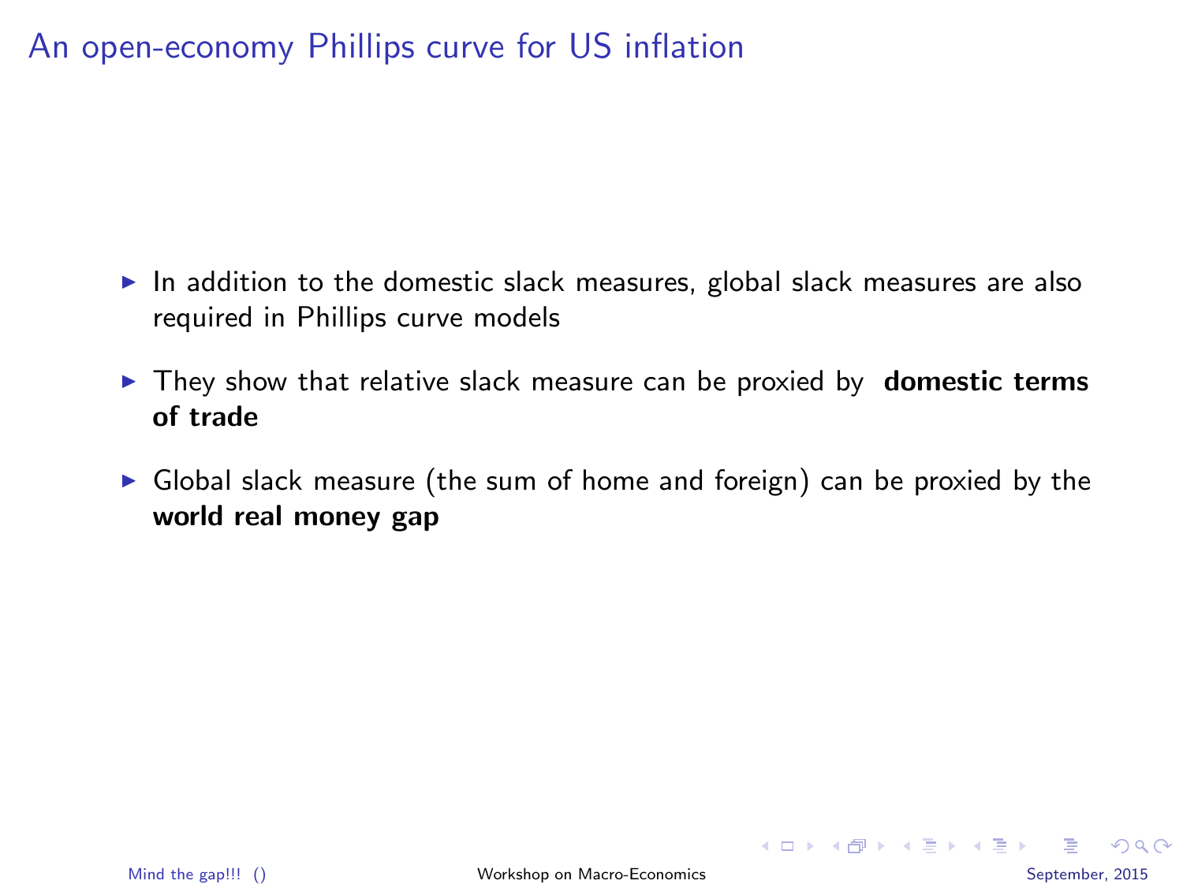# An open-economy Phillips curve for US inflation

- In addition to the domestic slack measures, global slack measures are also required in Phillips curve models
- They show that relative slack measure can be proxied by **domestic terms of trade**
- Global slack measure (the sum of home and foreign) can be proxied by the **world real money gap**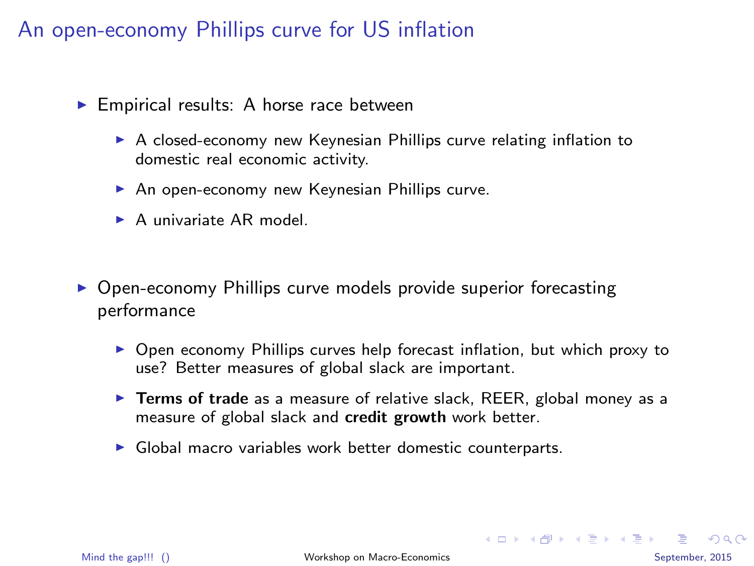# An open-economy Phillips curve for US inflation

- Empirical results: A horse race between
  - A closed-economy new Keynesian Phillips curve relating inflation to domestic real economic activity.
  - An open-economy new Keynesian Phillips curve.
  - A univariate AR model.

- Open-economy Phillips curve models provide superior forecasting performance
  - Open economy Phillips curves help forecast inflation, but which proxy to use? Better measures of global slack are important.
  - **Terms of trade** as a measure of relative slack, REER, global money as a measure of global slack and **credit growth** work better.
  - Global macro variables work better domestic counterparts.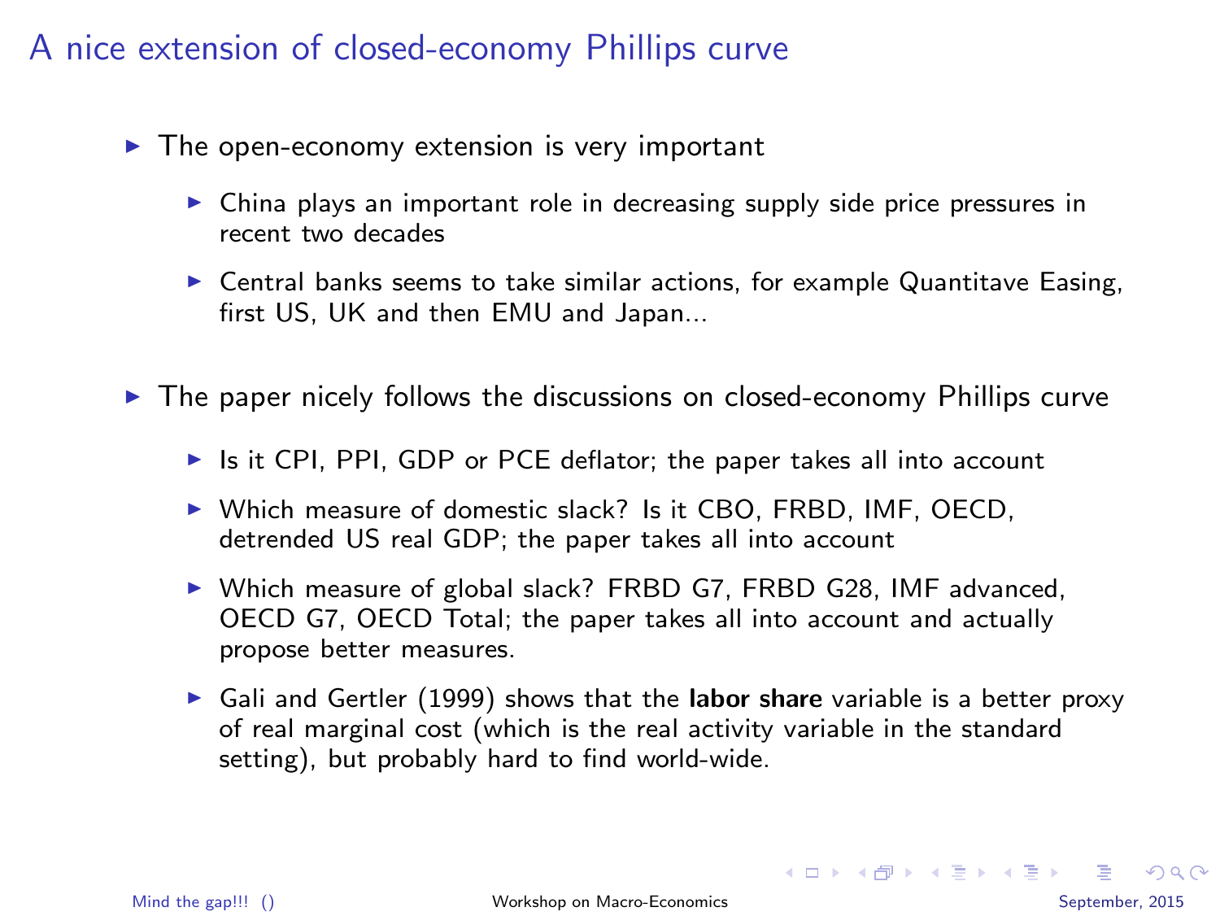# A nice extension of closed-economy Phillips curve

- The open-economy extension is very important
  - China plays an important role in decreasing supply side price pressures in recent two decades
  - Central banks seems to take similar actions, for example Quantitave Easing, first US, UK and then EMU and Japan...
- The paper nicely follows the discussions on closed-economy Phillips curve
  - Is it CPI, PPI, GDP or PCE deflator; the paper takes all into account
  - Which measure of domestic slack? Is it CBO, FRBD, IMF, OECD, detrended US real GDP; the paper takes all into account
  - Which measure of global slack? FRBD G7, FRBD G28, IMF advanced, OECD G7, OECD Total; the paper takes all into account and actually propose better measures.
  - Gali and Gertler (1999) shows that the **labor share** variable is a better proxy of real marginal cost (which is the real activity variable in the standard setting), but probably hard to find world-wide.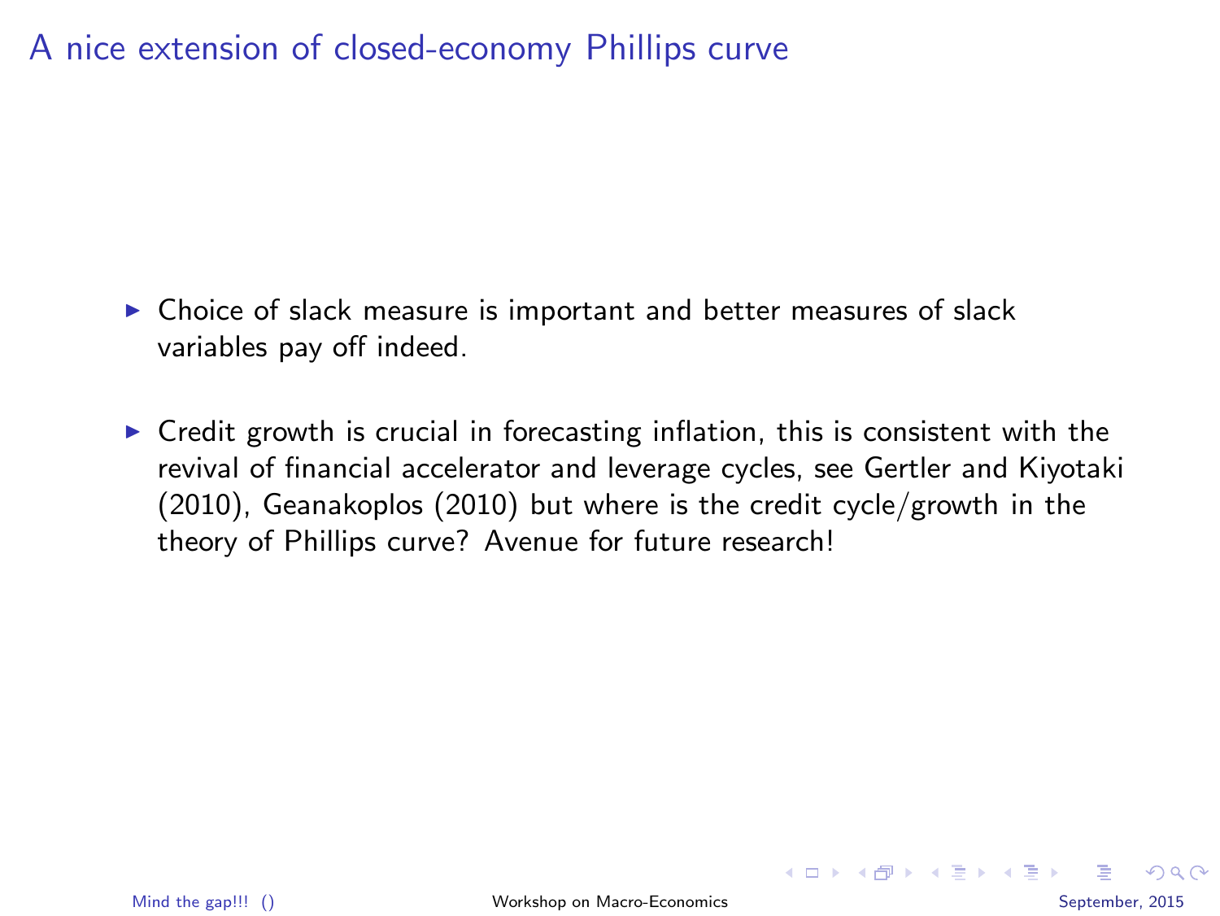# A nice extension of closed-economy Phillips curve

- Choice of slack measure is important and better measures of slack variables pay off indeed.

- Credit growth is crucial in forecasting inflation, this is consistent with the revival of financial accelerator and leverage cycles, see Gertler and Kiyotaki (2010), Geanakoplos (2010) but where is the credit cycle/growth in the theory of Phillips curve? Avenue for future research!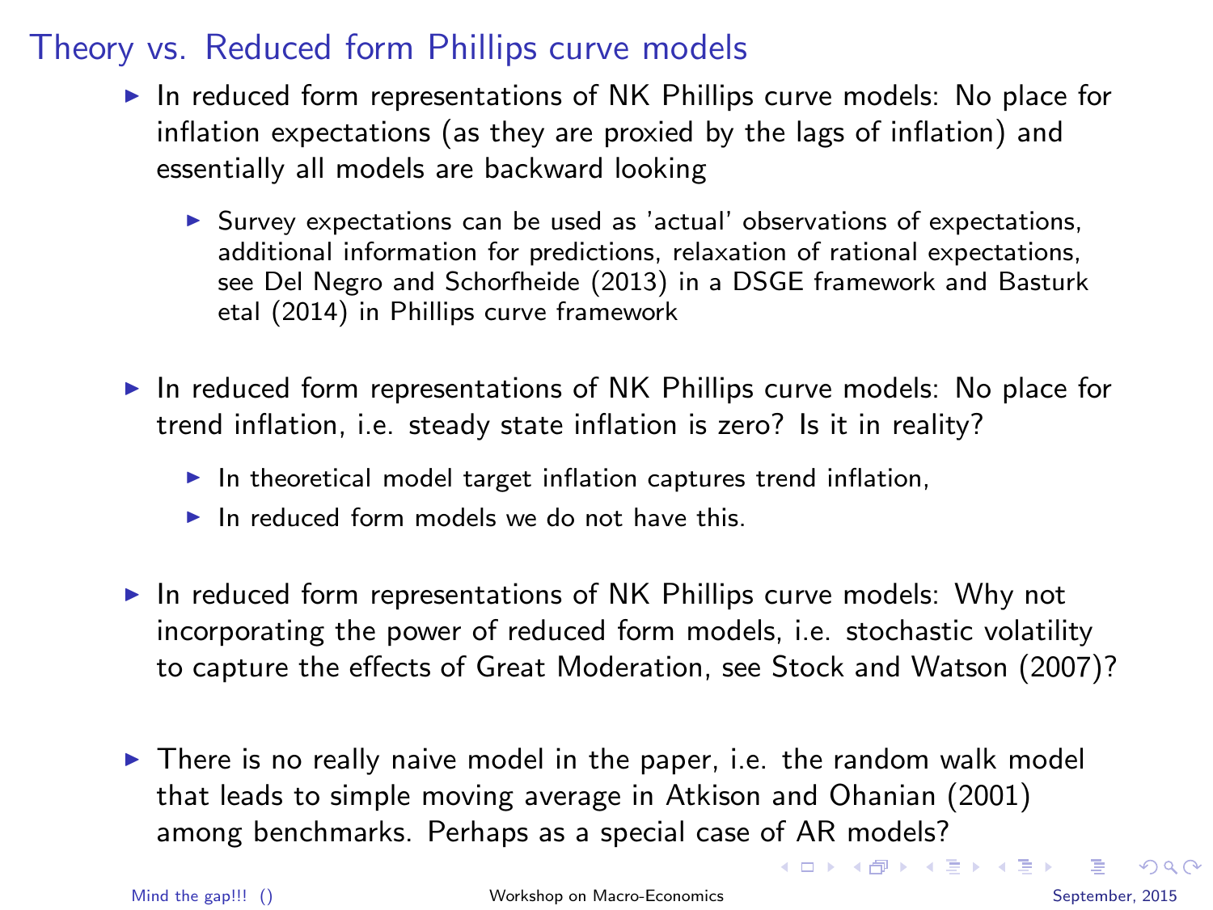# Theory vs. Reduced form Phillips curve models

- In reduced form representations of NK Phillips curve models: No place for inflation expectations (as they are proxied by the lags of inflation) and essentially all models are backward looking
  - Survey expectations can be used as 'actual' observations of expectations, additional information for predictions, relaxation of rational expectations, see Del Negro and Schorfheide (2013) in a DSGE framework and Basturk etal (2014) in Phillips curve framework
- In reduced form representations of NK Phillips curve models: No place for trend inflation, i.e. steady state inflation is zero? Is it in reality?
  - In theoretical model target inflation captures trend inflation,
  - In reduced form models we do not have this.
- In reduced form representations of NK Phillips curve models: Why not incorporating the power of reduced form models, i.e. stochastic volatility to capture the effects of Great Moderation, see Stock and Watson (2007)?
- There is no really naive model in the paper, i.e. the random walk model that leads to simple moving average in Atkison and Ohanian (2001) among benchmarks. Perhaps as a special case of AR models?